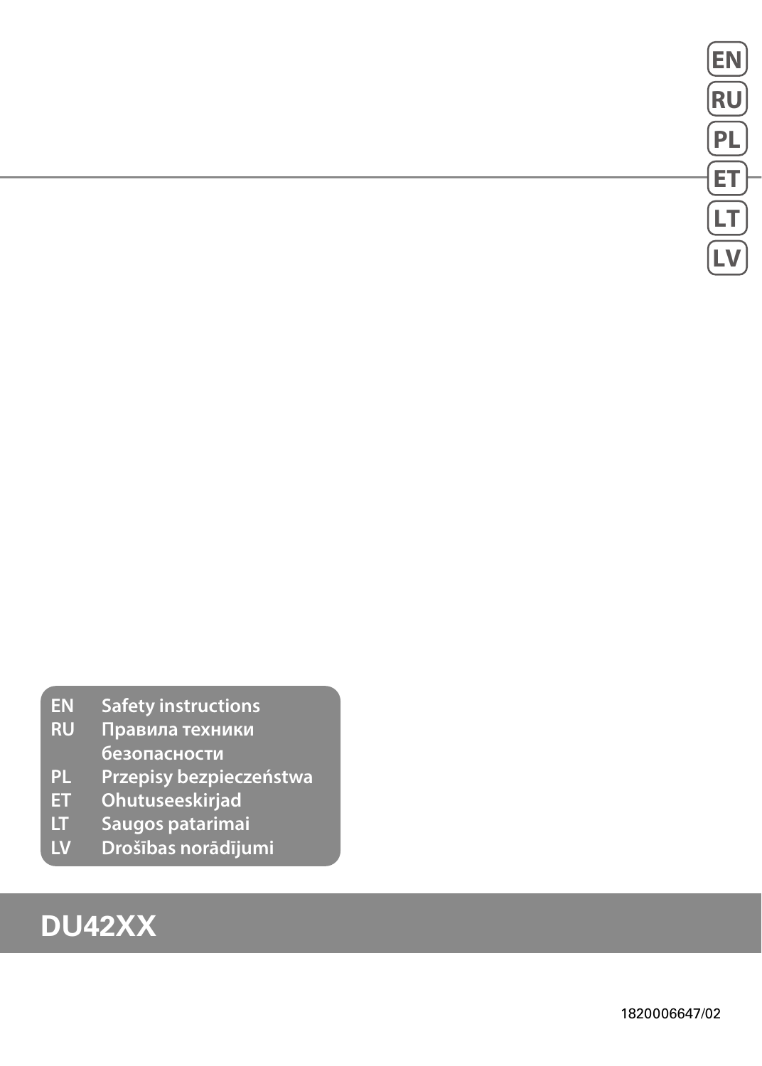EN
RU
PL
ET
LT
LV

| | |
|---|---|
| EN | Safety instructions |
| RU | Правила техники безопасности |
| PL | Przepisy bezpieczeństwa |
| ET | Ohutuseeskirjad |
| LT | Saugos patarimai |
| LV | Drošības norādījumi |

# DU42XX

1820006647/02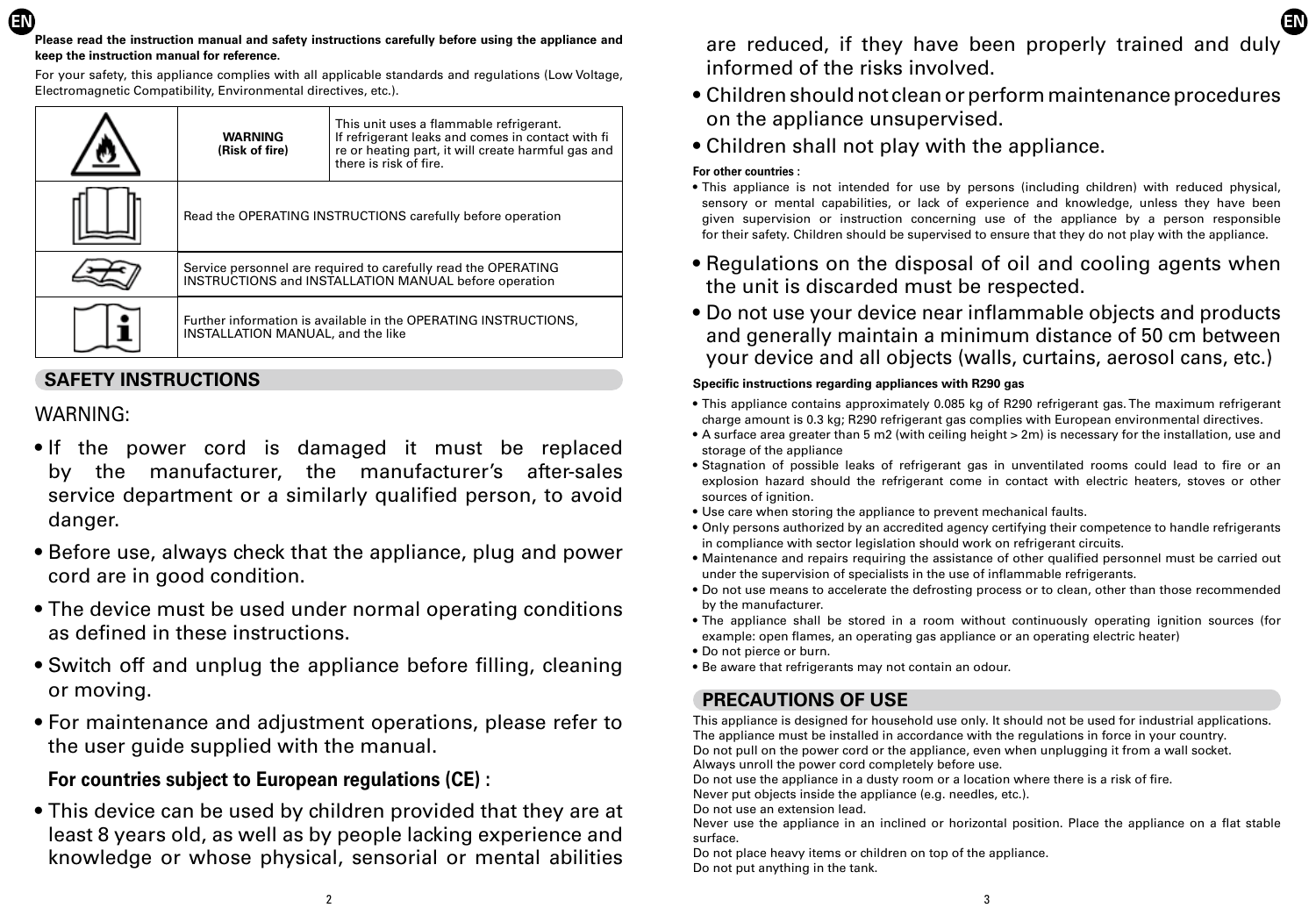**Please read the instruction manual and safety instructions carefully before using the appliance and keep the instruction manual for reference.**

For your safety, this appliance complies with all applicable standards and regulations (Low Voltage, Electromagnetic Compatibility, Environmental directives, etc.).

| | | |
|---|---|---|
| | **WARNING (Risk of fire)** | This unit uses a flammable refrigerant. If refrigerant leaks and comes in contact with fi re or heating part, it will create harmful gas and there is risk of fire. |
| | Read the OPERATING INSTRUCTIONS carefully before operation | |
| | Service personnel are required to carefully read the OPERATING INSTRUCTIONS and INSTALLATION MANUAL before operation | |
| | Further information is available in the OPERATING INSTRUCTIONS, INSTALLATION MANUAL, and the like | |

## SAFETY INSTRUCTIONS

WARNING:

- If the power cord is damaged it must be replaced by the manufacturer, the manufacturer's after-sales service department or a similarly qualified person, to avoid danger.
- Before use, always check that the appliance, plug and power cord are in good condition.
- The device must be used under normal operating conditions as defined in these instructions.
- Switch off and unplug the appliance before filling, cleaning or moving.
- For maintenance and adjustment operations, please refer to the user guide supplied with the manual.

**For countries subject to European regulations (CE) :**

- This device can be used by children provided that they are at least 8 years old, as well as by people lacking experience and knowledge or whose physical, sensorial or mental abilities are reduced, if they have been properly trained and duly informed of the risks involved.
- Children should not clean or perform maintenance procedures on the appliance unsupervised.
- Children shall not play with the appliance.

**For other countries :**

- This appliance is not intended for use by persons (including children) with reduced physical, sensory or mental capabilities, or lack of experience and knowledge, unless they have been given supervision or instruction concerning use of the appliance by a person responsible for their safety. Children should be supervised to ensure that they do not play with the appliance.

- Regulations on the disposal of oil and cooling agents when the unit is discarded must be respected.
- Do not use your device near inflammable objects and products and generally maintain a minimum distance of 50 cm between your device and all objects (walls, curtains, aerosol cans, etc.)

**Specific instructions regarding appliances with R290 gas**

- This appliance contains approximately 0.085 kg of R290 refrigerant gas. The maximum refrigerant charge amount is 0.3 kg; R290 refrigerant gas complies with European environmental directives.
- A surface area greater than 5 m2 (with ceiling height > 2m) is necessary for the installation, use and storage of the appliance
- Stagnation of possible leaks of refrigerant gas in unventilated rooms could lead to fire or an explosion hazard should the refrigerant come in contact with electric heaters, stoves or other sources of ignition.
- Use care when storing the appliance to prevent mechanical faults.
- Only persons authorized by an accredited agency certifying their competence to handle refrigerants in compliance with sector legislation should work on refrigerant circuits.
- Maintenance and repairs requiring the assistance of other qualified personnel must be carried out under the supervision of specialists in the use of inflammable refrigerants.
- Do not use means to accelerate the defrosting process or to clean, other than those recommended by the manufacturer.
- The appliance shall be stored in a room without continuously operating ignition sources (for example: open flames, an operating gas appliance or an operating electric heater)
- Do not pierce or burn.
- Be aware that refrigerants may not contain an odour.

## PRECAUTIONS OF USE

This appliance is designed for household use only. It should not be used for industrial applications.
The appliance must be installed in accordance with the regulations in force in your country.
Do not pull on the power cord or the appliance, even when unplugging it from a wall socket.
Always unroll the power cord completely before use.
Do not use the appliance in a dusty room or a location where there is a risk of fire.
Never put objects inside the appliance (e.g. needles, etc.).
Do not use an extension lead.
Never use the appliance in an inclined or horizontal position. Place the appliance on a flat stable surface.
Do not place heavy items or children on top of the appliance.
Do not put anything in the tank.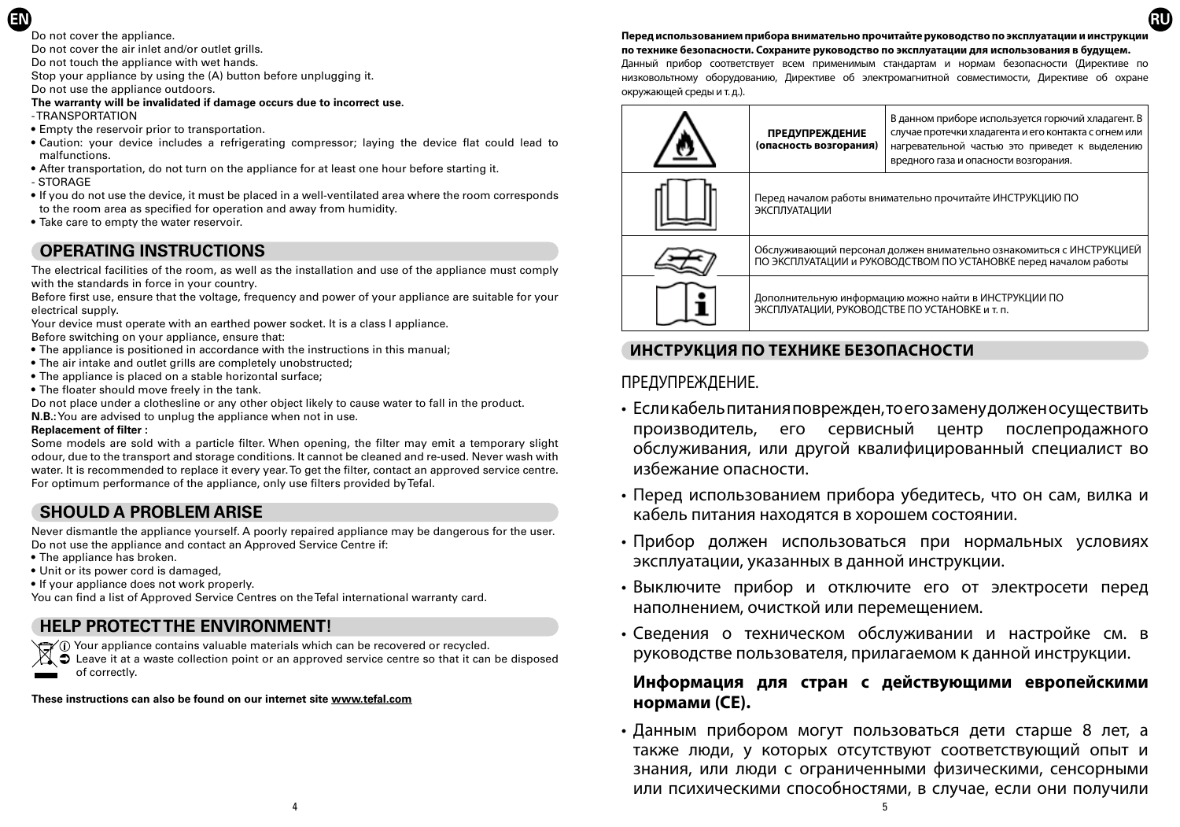Do not cover the appliance.

Do not cover the air inlet and/or outlet grills.

Do not touch the appliance with wet hands.

Stop your appliance by using the (A) button before unplugging it.

Do not use the appliance outdoors.

**The warranty will be invalidated if damage occurs due to incorrect use**.

- TRANSPORTATION

- Empty the reservoir prior to transportation.
- Caution: your device includes a refrigerating compressor; laying the device flat could lead to malfunctions.
- After transportation, do not turn on the appliance for at least one hour before starting it.

- STORAGE

- If you do not use the device, it must be placed in a well-ventilated area where the room corresponds to the room area as specified for operation and away from humidity.
- Take care to empty the water reservoir.

## OPERATING INSTRUCTIONS

The electrical facilities of the room, as well as the installation and use of the appliance must comply with the standards in force in your country.

Before first use, ensure that the voltage, frequency and power of your appliance are suitable for your electrical supply.

Your device must operate with an earthed power socket. It is a class I appliance.

Before switching on your appliance, ensure that:

- The appliance is positioned in accordance with the instructions in this manual;
- The air intake and outlet grills are completely unobstructed;
- The appliance is placed on a stable horizontal surface;
- The floater should move freely in the tank.

Do not place under a clothesline or any other object likely to cause water to fall in the product.

**N.B.:** You are advised to unplug the appliance when not in use.

**Replacement of filter :**

Some models are sold with a particle filter. When opening, the filter may emit a temporary slight odour, due to the transport and storage conditions. It cannot be cleaned and re-used. Never wash with water. It is recommended to replace it every year. To get the filter, contact an approved service centre. For optimum performance of the appliance, only use filters provided by Tefal.

## SHOULD A PROBLEM ARISE

Never dismantle the appliance yourself. A poorly repaired appliance may be dangerous for the user.

Do not use the appliance and contact an Approved Service Centre if:

- The appliance has broken.
- Unit or its power cord is damaged,
- If your appliance does not work properly.

You can find a list of Approved Service Centres on the Tefal international warranty card.

## HELP PROTECT THE ENVIRONMENT!

ⓘ Your appliance contains valuable materials which can be recovered or recycled.

➲ Leave it at a waste collection point or an approved service centre so that it can be disposed of correctly.

**These instructions can also be found on our internet site www.tefal.com**

**Перед использованием прибора внимательно прочитайте руководство по эксплуатации и инструкции по технике безопасности. Сохраните руководство по эксплуатации для использования в будущем.**

Данный прибор соответствует всем применимым стандартам и нормам безопасности (Директиве по низковольтному оборудованию, Директиве об электромагнитной совместимости, Директиве об охране окружающей среды и т. д.).

| | | |
|---|---|---|
| | **ПРЕДУПРЕЖДЕНИЕ (опасность возгорания)** | В данном приборе используется горючий хладагент. В случае протечки хладагента и его контакта с огнем или нагревательной частью это приведет к выделению вредного газа и опасности возгорания. |
| | Перед началом работы внимательно прочитайте ИНСТРУКЦИЮ ПО ЭКСПЛУАТАЦИИ | |
| | Обслуживающий персонал должен внимательно ознакомиться с ИНСТРУКЦИЕЙ ПО ЭКСПЛУАТАЦИИ и РУКОВОДСТВОМ ПО УСТАНОВКЕ перед началом работы | |
| | Дополнительную информацию можно найти в ИНСТРУКЦИИ ПО ЭКСПЛУАТАЦИИ, РУКОВОДСТВЕ ПО УСТАНОВКЕ и т. п. | |

## ИНСТРУКЦИЯ ПО ТЕХНИКЕ БЕЗОПАСНОСТИ

ПРЕДУПРЕЖДЕНИЕ.

- Если кабель питания поврежден, то его замену должен осуществить производитель, его сервисный центр послепродажного обслуживания, или другой квалифицированный специалист во избежание опасности.
- Перед использованием прибора убедитесь, что он сам, вилка и кабель питания находятся в хорошем состоянии.
- Прибор должен использоваться при нормальных условиях эксплуатации, указанных в данной инструкции.
- Выключите прибор и отключите его от электросети перед наполнением, очисткой или перемещением.
- Сведения о техническом обслуживании и настройке см. в руководстве пользователя, прилагаемом к данной инструкции.

**Информация для стран с действующими европейскими нормами (CE).**

- Данным прибором могут пользоваться дети старше 8 лет, а также люди, у которых отсутствуют соответствующий опыт и знания, или люди с ограниченными физическими, сенсорными или психическими способностями, в случае, если они получили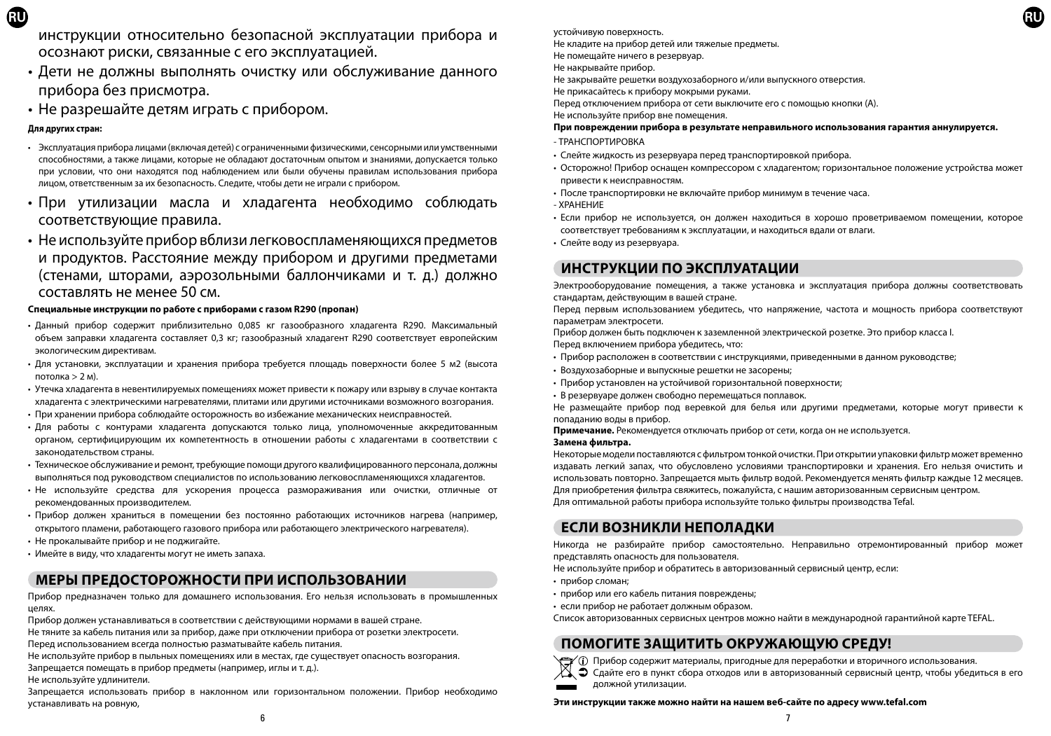инструкции относительно безопасной эксплуатации прибора и осознают риски, связанные с его эксплуатацией.

- Дети не должны выполнять очистку или обслуживание данного прибора без присмотра.
- Не разрешайте детям играть с прибором.

**Для других стран:**

- Эксплуатация прибора лицами (включая детей) с ограниченными физическими, сенсорными или умственными способностями, а также лицами, которые не обладают достаточным опытом и знаниями, допускается только при условии, что они находятся под наблюдением или были обучены правилам использования прибора лицом, ответственным за их безопасность. Следите, чтобы дети не играли с прибором.

- При утилизации масла и хладагента необходимо соблюдать соответствующие правила.
- Не используйте прибор вблизи легковоспламеняющихся предметов и продуктов. Расстояние между прибором и другими предметами (стенами, шторами, аэрозольными баллончиками и т. д.) должно составлять не менее 50 см.

**Специальные инструкции по работе с приборами с газом R290 (пропан)**

- Данный прибор содержит приблизительно 0,085 кг газообразного хладагента R290. Максимальный объем заправки хладагента составляет 0,3 кг; газообразный хладагент R290 соответствует европейским экологическим директивам.
- Для установки, эксплуатации и хранения прибора требуется площадь поверхности более 5 м2 (высота потолка > 2 м).
- Утечка хладагента в невентилируемых помещениях может привести к пожару или взрыву в случае контакта хладагента с электрическими нагревателями, плитами или другими источниками возможного возгорания.
- При хранении прибора соблюдайте осторожность во избежание механических неисправностей.
- Для работы с контурами хладагента допускаются только лица, уполномоченные аккредитованным органом, сертифицирующим их компетентность в отношении работы с хладагентами в соответствии с законодательством страны.
- Техническое обслуживание и ремонт, требующие помощи другого квалифицированного персонала, должны выполняться под руководством специалистов по использованию легковоспламеняющихся хладагентов.
- Не используйте средства для ускорения процесса размораживания или очистки, отличные от рекомендованных производителем.
- Прибор должен храниться в помещении без постоянно работающих источников нагрева (например, открытого пламени, работающего газового прибора или работающего электрического нагревателя).
- Не прокалывайте прибор и не поджигайте.
- Имейте в виду, что хладагенты могут не иметь запаха.

## МЕРЫ ПРЕДОСТОРОЖНОСТИ ПРИ ИСПОЛЬЗОВАНИИ

Прибор предназначен только для домашнего использования. Его нельзя использовать в промышленных целях.

Прибор должен устанавливаться в соответствии с действующими нормами в вашей стране.

Не тяните за кабель питания или за прибор, даже при отключении прибора от розетки электросети.

Перед использованием всегда полностью разматывайте кабель питания.

Не используйте прибор в пыльных помещениях или в местах, где существует опасность возгорания.

Запрещается помещать в прибор предметы (например, иглы и т. д.).

Не используйте удлинители.

Запрещается использовать прибор в наклонном или горизонтальном положении. Прибор необходимо устанавливать на ровную, устойчивую поверхность.

Не кладите на прибор детей или тяжелые предметы.

Не помещайте ничего в резервуар.

Не накрывайте прибор.

Не закрывайте решетки воздухозаборного и/или выпускного отверстия.

Не прикасайтесь к прибору мокрыми руками.

Перед отключением прибора от сети выключите его с помощью кнопки (A).

Не используйте прибор вне помещения.

**При повреждении прибора в результате неправильного использования гарантия аннулируется.**

- ТРАНСПОРТИРОВКА

- Слейте жидкость из резервуара перед транспортировкой прибора.
- Осторожно! Прибор оснащен компрессором с хладагентом; горизонтальное положение устройства может привести к неисправностям.
- После транспортировки не включайте прибор минимум в течение часа.

- ХРАНЕНИЕ

- Если прибор не используется, он должен находиться в хорошо проветриваемом помещении, которое соответствует требованиям к эксплуатации, и находиться вдали от влаги.
- Слейте воду из резервуара.

## ИНСТРУКЦИИ ПО ЭКСПЛУАТАЦИИ

Электрооборудование помещения, а также установка и эксплуатация прибора должны соответствовать стандартам, действующим в вашей стране.

Перед первым использованием убедитесь, что напряжение, частота и мощность прибора соответствуют параметрам электросети.

Прибор должен быть подключен к заземленной электрической розетке. Это прибор класса I.

Перед включением прибора убедитесь, что:

- Прибор расположен в соответствии с инструкциями, приведенными в данном руководстве;
- Воздухозаборные и выпускные решетки не засорены;
- Прибор установлен на устойчивой горизонтальной поверхности;
- В резервуаре должен свободно перемещаться поплавок.

Не размещайте прибор под веревкой для белья или другими предметами, которые могут привести к попаданию воды в прибор.

**Примечание.** Рекомендуется отключать прибор от сети, когда он не используется.

**Замена фильтра.**

Некоторые модели поставляются с фильтром тонкой очистки. При открытии упаковки фильтр может временно издавать легкий запах, что обусловлено условиями транспортировки и хранения. Его нельзя очистить и использовать повторно. Запрещается мыть фильтр водой. Рекомендуется менять фильтр каждые 12 месяцев. Для приобретения фильтра свяжитесь, пожалуйста, с нашим авторизованным сервисным центром.

Для оптимальной работы прибора используйте только фильтры производства Tefal.

## ЕСЛИ ВОЗНИКЛИ НЕПОЛАДКИ

Никогда не разбирайте прибор самостоятельно. Неправильно отремонтированный прибор может представлять опасность для пользователя.

Не используйте прибор и обратитесь в авторизованный сервисный центр, если:

- прибор сломан;
- прибор или его кабель питания повреждены;
- если прибор не работает должным образом.

Список авторизованных сервисных центров можно найти в международной гарантийной карте TEFAL.

## ПОМОГИТЕ ЗАЩИТИТЬ ОКРУЖАЮЩУЮ СРЕДУ!

Прибор содержит материалы, пригодные для переработки и вторичного использования.

Сдайте его в пункт сбора отходов или в авторизованный сервисный центр, чтобы убедиться в его должной утилизации.

**Эти инструкции также можно найти на нашем веб-сайте по адресу www.tefal.com**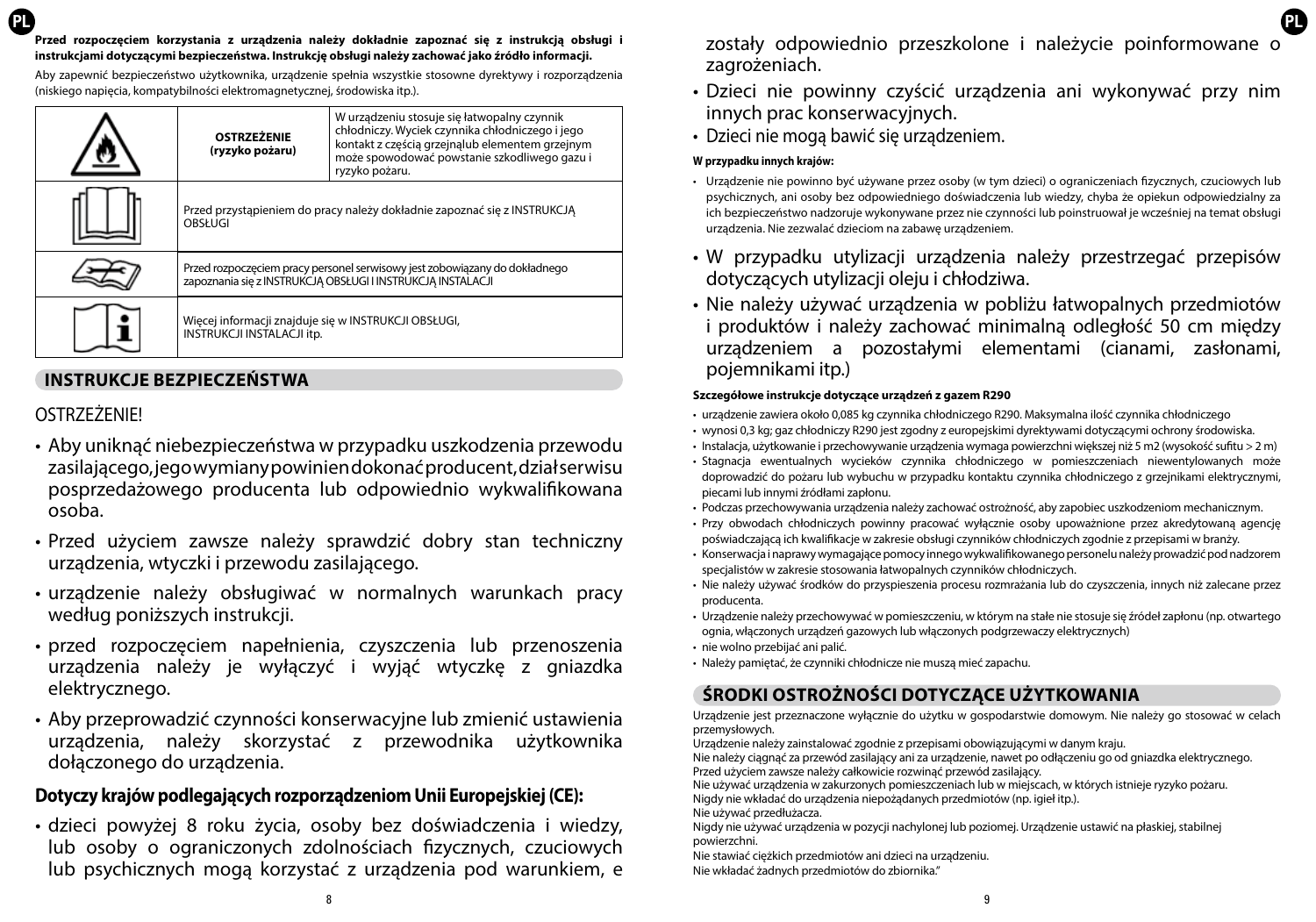**Przed rozpoczęciem korzystania z urządzenia należy dokładnie zapoznać się z instrukcją obsługi i instrukcjami dotyczącymi bezpieczeństwa. Instrukcję obsługi należy zachować jako źródło informacji.**

Aby zapewnić bezpieczeństwo użytkownika, urządzenie spełnia wszystkie stosowne dyrektywy i rozporządzenia (niskiego napięcia, kompatybilności elektromagnetycznej, środowiska itp.).

| | | |
|---|---|---|
| | **OSTRZEŻENIE (ryzyko pożaru)** | W urządzeniu stosuje się łatwopalny czynnik chłodniczy. Wyciek czynnika chłodniczego i jego kontakt z częścią grzejnąlub elementem grzejnym może spowodować powstanie szkodliwego gazu i ryzyko pożaru. |
| | Przed przystąpieniem do pracy należy dokładnie zapoznać się z INSTRUKCJĄ OBSŁUGI | |
| | Przed rozpoczęciem pracy personel serwisowy jest zobowiązany do dokładnego zapoznania się z INSTRUKCJĄ OBSŁUGI I INSTRUKCJĄ INSTALACJI | |
| | Więcej informacji znajduje się w INSTRUKCJI OBSŁUGI, INSTRUKCJI INSTALACJI itp. | |

## INSTRUKCJE BEZPIECZEŃSTWA

OSTRZEŻENIE!

- Aby uniknąć niebezpieczeństwa w przypadku uszkodzenia przewodu zasilającego, jego wymiany powinien dokonać producent, dział serwisu posprzedażowego producenta lub odpowiednio wykwalifikowana osoba.
- Przed użyciem zawsze należy sprawdzić dobry stan techniczny urządzenia, wtyczki i przewodu zasilającego.
- urządzenie należy obsługiwać w normalnych warunkach pracy według poniższych instrukcji.
- przed rozpoczęciem napełnienia, czyszczenia lub przenoszenia urządzenia należy je wyłączyć i wyjąć wtyczkę z gniazdka elektrycznego.
- Aby przeprowadzić czynności konserwacyjne lub zmienić ustawienia urządzenia, należy skorzystać z przewodnika użytkownika dołączonego do urządzenia.

### Dotyczy krajów podlegających rozporządzeniom Unii Europejskiej (CE):

- dzieci powyżej 8 roku życia, osoby bez doświadczenia i wiedzy, lub osoby o ograniczonych zdolnościach fizycznych, czuciowych lub psychicznych mogą korzystać z urządzenia pod warunkiem, e zostały odpowiednio przeszkolone i należycie poinformowane o zagrożeniach.
- Dzieci nie powinny czyścić urządzenia ani wykonywać przy nim innych prac konserwacyjnych.
- Dzieci nie mogą bawić się urządzeniem.

**W przypadku innych krajów:**

- Urządzenie nie powinno być używane przez osoby (w tym dzieci) o ograniczeniach fizycznych, czuciowych lub psychicznych, ani osoby bez odpowiedniego doświadczenia lub wiedzy, chyba że opiekun odpowiedzialny za ich bezpieczeństwo nadzoruje wykonywane przez nie czynności lub poinstruował je wcześniej na temat obsługi urządzenia. Nie zezwalać dzieciom na zabawę urządzeniem.

- W przypadku utylizacji urządzenia należy przestrzegać przepisów dotyczących utylizacji oleju i chłodziwa.
- Nie należy używać urządzenia w pobliżu łatwopalnych przedmiotów i produktów i należy zachować minimalną odległość 50 cm między urządzeniem a pozostałymi elementami (cianami, zasłonami, pojemnikami itp.)

**Szczegółowe instrukcje dotyczące urządzeń z gazem R290**

- urządzenie zawiera około 0,085 kg czynnika chłodniczego R290. Maksymalna ilość czynnika chłodniczego
- wynosi 0,3 kg; gaz chłodniczy R290 jest zgodny z europejskimi dyrektywami dotyczącymi ochrony środowiska.
- Instalacja, użytkowanie i przechowywanie urządzenia wymaga powierzchni większej niż 5 m2 (wysokość sufitu > 2 m)
- Stagnacja ewentualnych wycieków czynnika chłodniczego w pomieszczeniach niewentylowanych może doprowadzić do pożaru lub wybuchu w przypadku kontaktu czynnika chłodniczego z grzejnikami elektrycznymi, piecami lub innymi źródłami zapłonu.
- Podczas przechowywania urządzenia należy zachować ostrożność, aby zapobiec uszkodzeniom mechanicznym.
- Przy obwodach chłodniczych powinny pracować wyłącznie osoby upoważnione przez akredytowaną agencję poświadczającą ich kwalifikacje w zakresie obsługi czynników chłodniczych zgodnie z przepisami w branży.
- Konserwacja i naprawy wymagające pomocy innego wykwalifikowanego personelu należy prowadzić pod nadzorem specjalistów w zakresie stosowania łatwopalnych czynników chłodniczych.
- Nie należy używać środków do przyspieszenia procesu rozmrażania lub do czyszczenia, innych niż zalecane przez producenta.
- Urządzenie należy przechowywać w pomieszczeniu, w którym na stałe nie stosuje się źródeł zapłonu (np. otwartego ognia, włączonych urządzeń gazowych lub włączonych podgrzewaczy elektrycznych)
- nie wolno przebijać ani palić.
- Należy pamiętać, że czynniki chłodnicze nie muszą mieć zapachu.

## ŚRODKI OSTROŻNOŚCI DOTYCZĄCE UŻYTKOWANIA

Urządzenie jest przeznaczone wyłącznie do użytku w gospodarstwie domowym. Nie należy go stosować w celach przemysłowych.
Urządzenie należy zainstalować zgodnie z przepisami obowiązującymi w danym kraju.
Nie należy ciągnąć za przewód zasilający ani za urządzenie, nawet po odłączeniu go od gniazdka elektrycznego.
Przed użyciem zawsze należy całkowicie rozwinąć przewód zasilający.
Nie używać urządzenia w zakurzonych pomieszczeniach lub w miejscach, w których istnieje ryzyko pożaru.
Nigdy nie wkładać do urządzenia niepożądanych przedmiotów (np. igieł itp.).
Nie używać przedłużacza.
Nigdy nie używać urządzenia w pozycji nachylonej lub poziomej. Urządzenie ustawić na płaskiej, stabilnej powierzchni.
Nie stawiać ciężkich przedmiotów ani dzieci na urządzeniu.
Nie wkładać żadnych przedmiotów do zbiornika."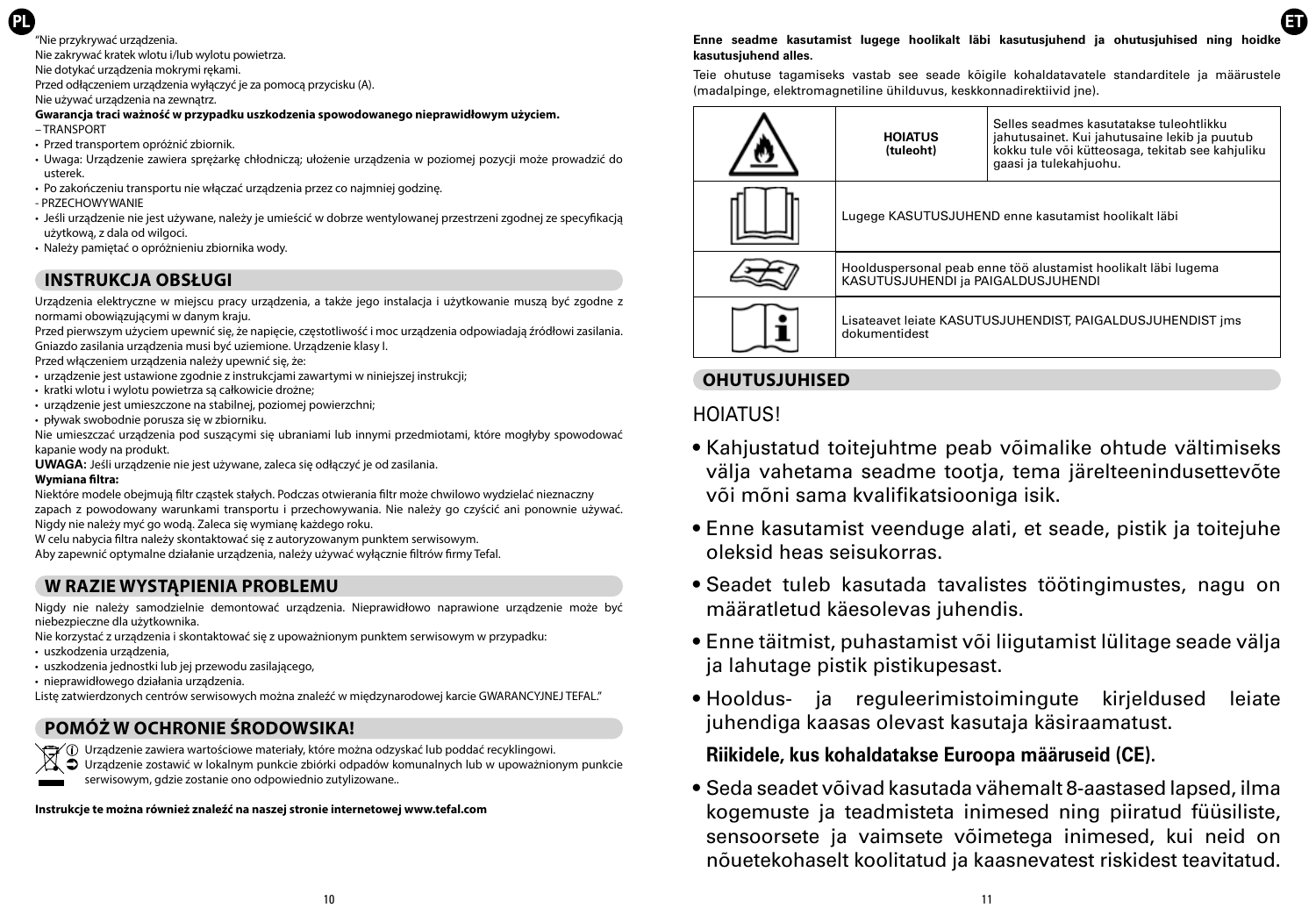"Nie przykrywać urządzenia.
Nie zakrywać kratek wlotu i/lub wylotu powietrza.
Nie dotykać urządzenia mokrymi rękami.
Przed odłączeniem urządzenia wyłączyć je za pomocą przycisku (A).
Nie używać urządzenia na zewnątrz.

**Gwarancja traci ważność w przypadku uszkodzenia spowodowanego nieprawidłowym użyciem.**

– TRANSPORT

- Przed transportem opróżnić zbiornik.
- Uwaga: Urządzenie zawiera sprężarkę chłodniczą; ułożenie urządzenia w poziomej pozycji może prowadzić do usterek.
- Po zakończeniu transportu nie włączać urządzenia przez co najmniej godzinę.

- PRZECHOWYWANIE

- Jeśli urządzenie nie jest używane, należy je umieścić w dobrze wentylowanej przestrzeni zgodnej ze specyfikacją użytkową, z dala od wilgoci.
- Należy pamiętać o opróżnieniu zbiornika wody.

## INSTRUKCJA OBSŁUGI

Urządzenia elektryczne w miejscu pracy urządzenia, a także jego instalacja i użytkowanie muszą być zgodne z normami obowiązującymi w danym kraju.
Przed pierwszym użyciem upewnić się, że napięcie, częstotliwość i moc urządzenia odpowiadają źródłowi zasilania. Gniazdo zasilania urządzenia musi być uziemione. Urządzenie klasy I.
Przed włączeniem urządzenia należy upewnić się, że:

- urządzenie jest ustawione zgodnie z instrukcjami zawartymi w niniejszej instrukcji;
- kratki wlotu i wylotu powietrza są całkowicie drożne;
- urządzenie jest umieszczone na stabilnej, poziomej powierzchni;
- pływak swobodnie porusza się w zbiorniku.

Nie umieszczać urządzenia pod suszącymi się ubraniami lub innymi przedmiotami, które mogłyby spowodować kapanie wody na produkt.

**UWAGA:** Jeśli urządzenie nie jest używane, zaleca się odłączyć je od zasilania.

**Wymiana filtra:**

Niektóre modele obejmują filtr cząstek stałych. Podczas otwierania filtr może chwilowo wydzielać nieznaczny zapach z powodowany warunkami transportu i przechowywania. Nie należy go czyścić ani ponownie używać. Nigdy nie należy myć go wodą. Zaleca się wymianę każdego roku.
W celu nabycia filtra należy skontaktować się z autoryzowanym punktem serwisowym.
Aby zapewnić optymalne działanie urządzenia, należy używać wyłącznie filtrów firmy Tefal.

## W RAZIE WYSTĄPIENIA PROBLEMU

Nigdy nie należy samodzielnie demontować urządzenia. Nieprawidłowo naprawione urządzenie może być niebezpieczne dla użytkownika.
Nie korzystać z urządzenia i skontaktować się z upoważnionym punktem serwisowym w przypadku:

- uszkodzenia urządzenia,
- uszkodzenia jednostki lub jej przewodu zasilającego,
- nieprawidłowego działania urządzenia.

Listę zatwierdzonych centrów serwisowych można znaleźć w międzynarodowej karcie GWARANCYJNEJ TEFAL."

## POMÓŻ W OCHRONIE ŚRODOWSIKA!

Urządzenie zawiera wartościowe materiały, które można odzyskać lub poddać recyklingowi.
Urządzenie zostawić w lokalnym punkcie zbiórki odpadów komunalnych lub w upoważnionym punkcie serwisowym, gdzie zostanie ono odpowiednio zutylizowane..

**Instrukcje te można również znaleźć na naszej stronie internetowej www.tefal.com**

**Enne seadme kasutamist lugege hoolikalt läbi kasutusjuhend and ohutusjuhised ning hoidke kasutusjuhend alles.**

Teie ohutuse tagamiseks vastab see seade kõigile kohaldatavatele standarditele ja määrustele (madalpinge, elektromagnetiline ühilduvus, keskkonnadirektiivid jne).

| | | |
|---|---|---|
| | **HOIATUS (tuleoht)** | Selles seadmes kasutatakse tuleohtlikku jahutusainet. Kui jahutusaine lekib ja puutub kokku tule või kütteosaga, tekitab see kahjuliku gaasi ja tulekahjuohu. |
| | Lugege KASUTUSJUHEND enne kasutamist hoolikalt läbi | |
| | Hoolduspersonal peab enne töö alustamist hoolikalt läbi lugema KASUTUSJUHENDI ja PAIGALDUSJUHENDI | |
| | Lisateavet leiate KASUTUSJUHENDIST, PAIGALDUSJUHENDIST jms dokumentidest | |

## OHUTUSJUHISED

HOIATUS!

- Kahjustatud toitejuhtme peab võimalike ohtude vältimiseks välja vahetama seadme tootja, tema järelteenindusettevõte või mõni sama kvalifikatsiooniga isik.
- Enne kasutamist veenduge alati, et seade, pistik ja toitejuhe oleksid heas seisukorras.
- Seadet tuleb kasutada tavalistes töötingimustes, nagu on määratletud käesolevas juhendis.
- Enne täitmist, puhastamist või liigutamist lülitage seade välja ja lahutage pistik pistikupesast.
- Hooldus- ja reguleerimistoimingute kirjeldused leiate juhendiga kaasas olevast kasutaja käsiraamatust.

**Riikidele, kus kohaldatakse Euroopa määruseid (CE).**

- Seda seadet võivad kasutada vähemalt 8-aastased lapsed, ilma kogemuste ja teadmisteta inimesed ning piiratud füüsiliste, sensoorsete ja vaimsete võimetega inimesed, kui neid on nõuetekohaselt koolitatud ja kaasnevatest riskidest teavitatud.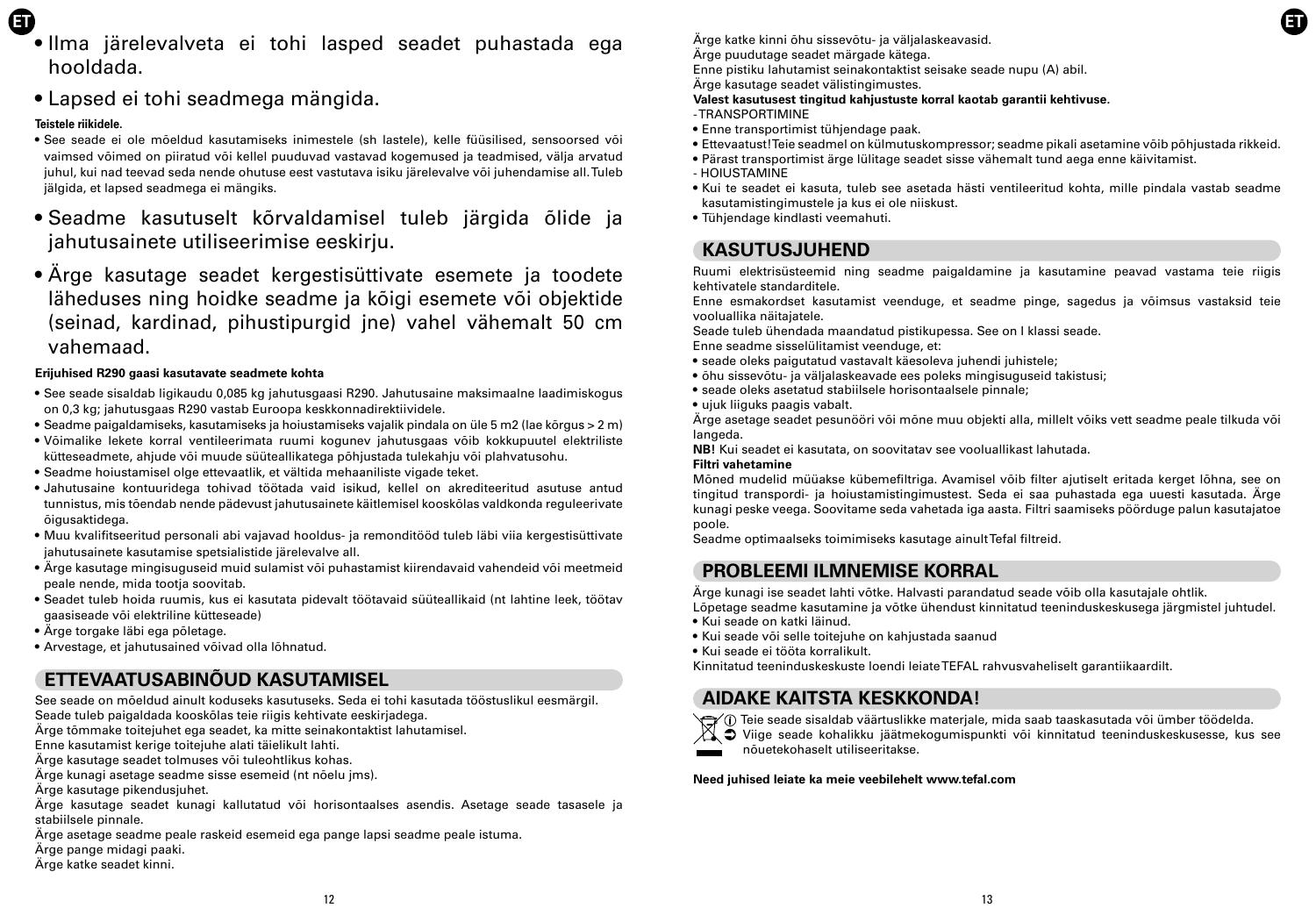- Ilma järelevalveta ei tohi lapsed seadet puhastada ega hooldada.

- Lapsed ei tohi seadmega mängida.

**Teistele riikidele.**

- See seade ei ole mõeldud kasutamiseks inimestele (sh lastele), kelle füüsilised, sensoorsed või vaimsed võimed on piiratud või kellel puuduvad vastavad kogemused ja teadmised, välja arvatud juhul, kui nad teevad seda nende ohutuse eest vastutava isiku järelevalve või juhendamise all. Tuleb jälgida, et lapsed seadmega ei mängiks.

- Seadme kasutuselt kõrvaldamisel tuleb järgida õlide ja jahutusainete utiliseerimise eeskirju.

- Ärge kasutage seadet kergestisüttivate esemete ja toodete läheduses ning hoidke seadme ja kõigi esemete või objektide (seinad, kardinad, pihustipurgid jne) vahel vähemalt 50 cm vahemaad.

**Erijuhised R290 gaasi kasutavate seadmete kohta**

- See seade sisaldab ligikaudu 0,085 kg jahutusgaasi R290. Jahutusaine maksimaalne laadimiskogus on 0,3 kg; jahutusgaas R290 vastab Euroopa keskkonnadirektiividele.
- Seadme paigaldamiseks, kasutamiseks ja hoiustamiseks vajalik pindala on üle 5 m2 (lae kõrgus > 2 m)
- Võimalike lekete korral ventileerimata ruumi kogunev jahutusgaas võib kokkupuutel elektriliste kütteseadmete, ahjude või muude süüteallikatega põhjustada tulekahju või plahvatusohu.
- Seadme hoiustamisel olge ettevaatlik, et vältida mehaaniliste vigade teket.
- Jahutusaine kontuuridega tohivad töötada vaid isikud, kellel on akrediteeritud asutuse antud tunnistus, mis tõendab nende pädevust jahutusainete käitlemisel kooskõlas valdkonda reguleerivate õigusaktidega.
- Muu kvalifitseeritud personali abi vajavad hooldus- ja remonditööd tuleb läbi viia kergestisüttivate jahutusainete kasutamise spetsialistide järelevalve all.
- Ärge kasutage mingisuguseid muid sulamist või puhastamist kiirendavaid vahendeid või meetmeid peale nende, mida tootja soovitab.
- Seadet tuleb hoida ruumis, kus ei kasutata pidevalt töötavaid süüteallikaid (nt lahtine leek, töötav gaasiseade või elektriline kütteseade)
- Ärge torgake läbi ega põletage.
- Arvestage, et jahutusained võivad olla lõhnatud.

## ETTEVAATUSABINÕUD KASUTAMISEL

See seade on mõeldud ainult koduseks kasutuseks. Seda ei tohi kasutada tööstuslikul eesmärgil.
Seade tuleb paigaldada kooskõlas teie riigis kehtivate eeskirjadega.
Ärge tõmmake toitejuhet ega seadet, ka mitte seinakontaktist lahutamisel.
Enne kasutamist kerige toitejuhe alati täielikult lahti.
Ärge kasutage seadet tolmuses või tuleohtlikus kohas.
Ärge kunagi asetage seadme sisse esemeid (nt nõelu jms).
Ärge kasutage pikendusjuhet.
Ärge kasutage seadet kunagi kallutatud või horisontaalses asendis. Asetage seade tasasele ja stabiilsele pinnale.
Ärge asetage seadme peale raskeid esemeid ega pange lapsi seadme peale istuma.
Ärge pange midagi paaki.
Ärge katke seadet kinni.
Ärge katke kinni õhu sissevõtu- ja väljalaskeavasid.
Ärge puudutage seadet märgade kätega.
Enne pistiku lahutamist seinakontaktist seisake seade nupu (A) abil.
Ärge kasutage seadet välistingimustes.
**Valest kasutusest tingitud kahjustuste korral kaotab garantii kehtivuse.**

- TRANSPORTIMINE

- Enne transportimist tühjendage paak.
- Ettevaatust! Teie seadmel on külmutuskompressor; seadme pikali asetamine võib põhjustada rikkeid.
- Pärast transportimist ärge lülitage seadet sisse vähemalt tund aega enne käivitamist.

- HOIUSTAMINE

- Kui te seadet ei kasuta, tuleb see asetada hästi ventileeritud kohta, mille pindala vastab seadme kasutamistingimustele ja kus ei ole niiskust.
- Tühjendage kindlasti veemahuti.

## KASUTUSJUHEND

Ruumi elektrisüsteemid ning seadme paigaldamine ja kasutamine peavad vastama teie riigis kehtivatele standarditele.
Enne esmakordset kasutamist veenduge, et seadme pinge, sagedus ja võimsus vastaksid teie vooluallika näitajatele.
Seade tuleb ühendada maandatud pistikupessa. See on I klassi seade.
Enne seadme sisselülitamist veenduge, et:

- seade oleks paigutatud vastavalt käesoleva juhendi juhistele;
- õhu sissevõtu- ja väljalaskeavade ees poleks mingisuguseid takistusi;
- seade oleks asetatud stabiilsele horisontaalsele pinnale;
- ujuk liiguks paagis vabalt.

Ärge asetage seadet pesunööri või mõne muu objekti alla, millelt võiks vett seadme peale tilkuda või langeda.
**NB!** Kui seadet ei kasutata, on soovitatav see vooluallikast lahutada.

**Filtri vahetamine**

Mõned mudelid müüakse kübemefiltriga. Avamisel võib filter ajutiselt eritada kerget lõhna, see on tingitud transpordi- ja hoiustamistingimustest. Seda ei saa puhastada ega uuesti kasutada. Ärge kunagi peske veega. Soovitame seda vahetada iga aasta. Filtri saamiseks pöörduge palun kasutajatoe poole.
Seadme optimaalseks toimimiseks kasutage ainult Tefal filtreid.

## PROBLEEMI ILMNEMISE KORRAL

Ärge kunagi ise seadet lahti võtke. Halvasti parandatud seade võib olla kasutajale ohtlik.
Lõpetage seadme kasutamine ja võtke ühendust kinnitatud teeninduskeskusega järgmistel juhtudel.

- Kui seade on katki läinud.
- Kui seade või selle toitejuhe on kahjustada saanud
- Kui seade ei tööta korralikult.

Kinnitatud teeninduskeskuste loendi leiate TEFAL rahvusvaheliselt garantiikaardilt.

## AIDAKE KAITSTA KESKKONDA!

ⓘ Teie seade sisaldab väärtuslikke materjale, mida saab taaskasutada või ümber töödelda.
➲ Viige seade kohalikku jäätmekogumispunkti või kinnitatud teeninduskeskusesse, kus see nõuetekohaselt utiliseeritakse.

**Need juhised leiate ka meie veebilehelt www.tefal.com**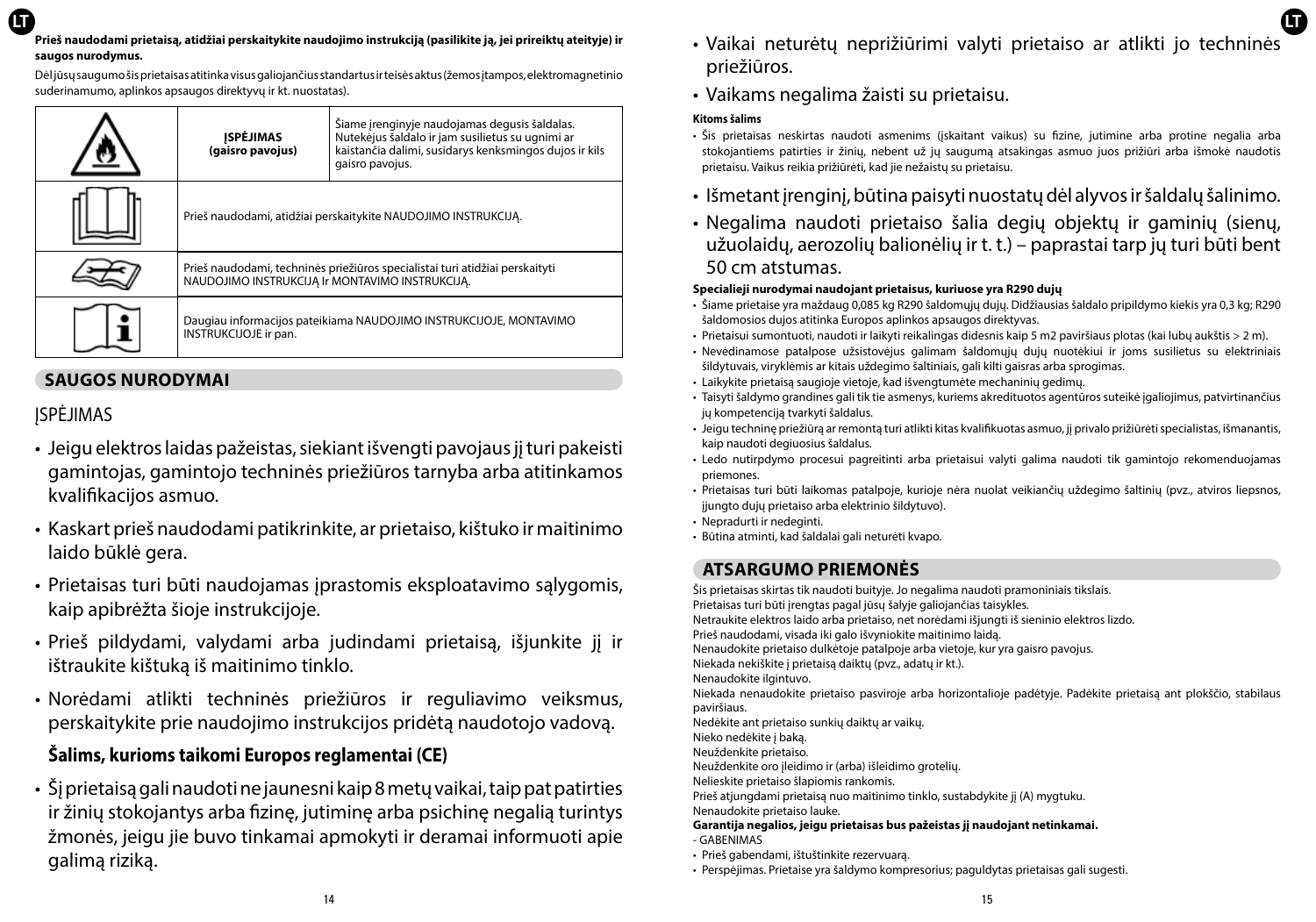**Prieš naudodami prietaisą, atidžiai perskaitykite naudojimo instrukciją (pasilikite ją, jei prireiktų ateityje) ir saugos nurodymus.**

Dėl jūsų saugumo šis prietaisas atitinka visus galiojančius standartus ir teisės aktus (žemos įtampos, elektromagnetinio suderinamumo, aplinkos apsaugos direktyvų ir kt. nuostatas).

| | | |
|---|---|---|
| | **ĮSPĖJIMAS (gaisro pavojus)** | Šiame įrenginyje naudojamas degusis šaldalas. Nutekėjus šaldalo ir jam susilietus su ugnimi ar kaistančia dalimi, susidarys kenksmingos dujos ir kils gaisro pavojus. |
| | Prieš naudodami, atidžiai perskaitykite NAUDOJIMO INSTRUKCIJĄ. | |
| | Prieš naudodami, techninės priežiūros specialistai turi atidžiai perskaityti NAUDOJIMO INSTRUKCIJĄ Ir MONTAVIMO INSTRUKCIJĄ. | |
| | Daugiau informacijos pateikiama NAUDOJIMO INSTRUKCIJOJE, MONTAVIMO INSTRUKCIJOJE ir pan. | |

## SAUGOS NURODYMAI

ĮSPĖJIMAS

- Jeigu elektros laidas pažeistas, siekiant išvengti pavojaus jį turi pakeisti gamintojas, gamintojo techninės priežiūros tarnyba arba atitinkamos kvalifikacijos asmuo.
- Kaskart prieš naudodami patikrinkite, ar prietaiso, kištuko ir maitinimo laido būklė gera.
- Prietaisas turi būti naudojamas įprastomis eksploatavimo sąlygomis, kaip apibrėžta šioje instrukcijoje.
- Prieš pildydami, valydami arba judindami prietaisą, išjunkite jį ir ištraukite kištuką iš maitinimo tinklo.
- Norėdami atlikti techninės priežiūros ir reguliavimo veiksmus, perskaitykite prie naudojimo instrukcijos pridėtą naudotojo vadovą.

**Šalims, kurioms taikomi Europos reglamentai (CE)**

- Šį prietaisą gali naudoti ne jaunesni kaip 8 metų vaikai, taip pat patirties ir žinių stokojantys arba fizinę, jutiminę arba psichinę negalią turintys žmonės, jeigu jie buvo tinkamai apmokyti ir deramai informuoti apie galimą riziką.
- Vaikai neturėtų neprižiūrimi valyti prietaiso ar atlikti jo techninės priežiūros.
- Vaikams negalima žaisti su prietaisu.

**Kitoms šalims**

- Šis prietaisas neskirtas naudoti asmenims (įskaitant vaikus) su fizine, jutimine arba protine negalia arba stokojantiems patirties ir žinių, nebent už jų saugumą atsakingas asmuo juos prižiūri arba išmokė naudotis prietaisu. Vaikus reikia prižiūrėti, kad jie nežaistų su prietaisu.
- Išmetant įrenginį, būtina paisyti nuostatų dėl alyvos ir šaldalų šalinimo.
- Negalima naudoti prietaiso šalia degių objektų ir gaminių (sienų, užuolaidų, aerozolių balionėlių ir t. t.) – paprastai tarp jų turi būti bent 50 cm atstumas.

**Specialieji nurodymai naudojant prietaisus, kuriuose yra R290 dujų**

- Šiame prietaise yra maždaug 0,085 kg R290 šaldomųjų dujų. Didžiausias šaldalo pripildymo kiekis yra 0,3 kg; R290 šaldomosios dujos atitinka Europos aplinkos apsaugos direktyvas.
- Prietaisui sumontuoti, naudoti ir laikyti reikalingas didesnis kaip 5 m2 paviršiaus plotas (kai lubų aukštis > 2 m).
- Nevėdinamose patalpose užsistovėjus galimam šaldomųjų dujų nuotėkiui ir joms susilietus su elektriniais šildytuvais, viryklėmis ar kitais uždegimo šaltiniais, gali kilti gaisras arba sprogimas.
- Laikykite prietaisą saugioje vietoje, kad išvengtumėte mechaninių gedimų.
- Taisyti šaldymo grandines gali tik tie asmenys, kuriems akredituotos agentūros suteikė įgaliojimus, patvirtinančius jų kompetenciją tvarkyti šaldalus.
- Jeigu techninę priežiūrą ar remontą turi atlikti kitas kvalifikuotas asmuo, jį privalo prižiūrėti specialistas, išmanantis, kaip naudoti degiuosius šaldalus.
- Ledo nutirpdymo procesui pagreitinti arba prietaisui valyti galima naudoti tik gamintojo rekomenduojamas priemones.
- Prietaisas turi būti laikomas patalpoje, kurioje nėra nuolat veikiančių uždegimo šaltinių (pvz., atviros liepsnos, įjungto dujų prietaiso arba elektrinio šildytuvo).
- Nepradurti ir nedeginti.
- Būtina atminti, kad šaldalai gali neturėti kvapo.

## ATSARGUMO PRIEMONĖS

Šis prietaisas skirtas tik naudoti buityje. Jo negalima naudoti pramoniniais tikslais.
Prietaisas turi būti įrengtas pagal jūsų šalyje galiojančias taisykles.
Netraukite elektros laido arba prietaiso, net norėdami išjungti iš sieninio elektros lizdo.
Prieš naudodami, visada iki galo išvyniokite maitinimo laidą.
Nenaudokite prietaiso dulkėtoje patalpoje arba vietoje, kur yra gaisro pavojus.
Niekada nekiškite į prietaisą daiktų (pvz., adatų ir kt.).
Nenaudokite ilgintuvo.
Niekada nenaudokite prietaiso pasviroje arba horizontalioje padėtyje. Padėkite prietaisą ant plokščio, stabilaus paviršiaus.
Nedėkite ant prietaiso sunkių daiktų ar vaikų.
Nieko nedėkite į baką.
Neuždenkite prietaiso.
Neuždenkite oro įleidimo ir (arba) išleidimo grotelių.
Nelieskite prietaiso šlapiomis rankomis.
Prieš atjungdami prietaisą nuo maitinimo tinklo, sustabdykite jį (A) mygtuku.
Nenaudokite prietaiso lauke.
**Garantija negalios, jeigu prietaisas bus pažeistas jį naudojant netinkamai.**

- GABENIMAS

- Prieš gabendami, ištuštinkite rezervuarą.
- Perspėjimas. Prietaise yra šaldymo kompresorius; paguldytas prietaisas gali sugesti.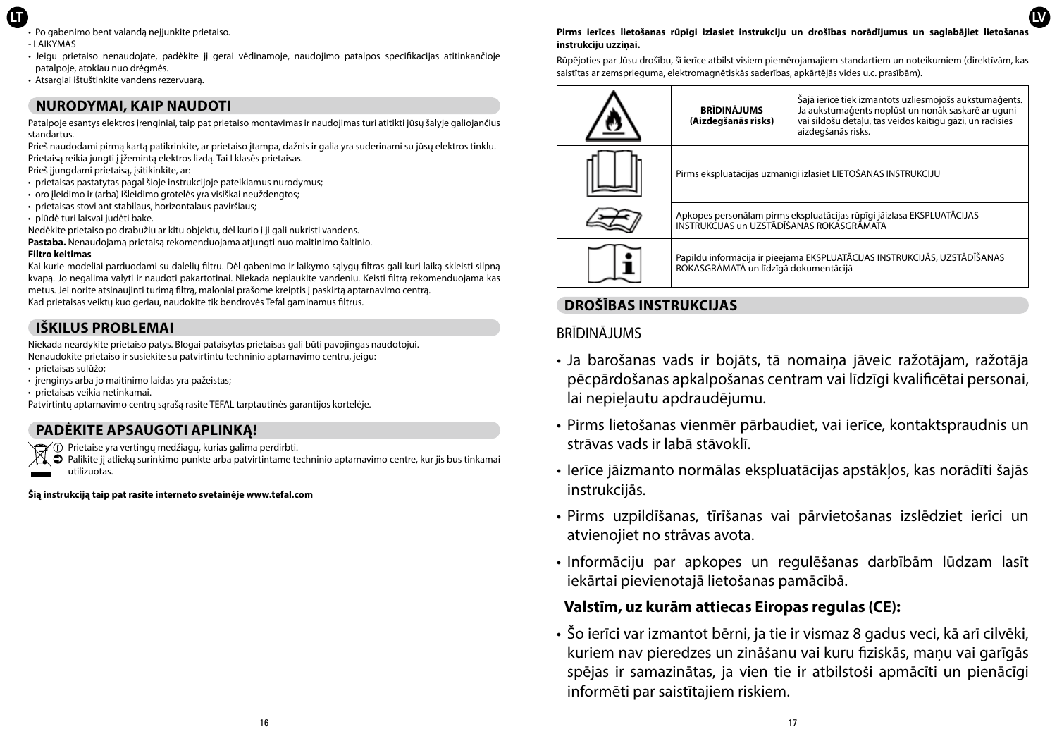- Po gabenimo bent valandą neįjunkite prietaiso.

- LAIKYMAS

- Jeigu prietaiso nenaudojate, padėkite jį gerai vėdinamoje, naudojimo patalpos specifikacijas atitinkančioje patalpoje, atokiau nuo drėgmės.
- Atsargiai ištuštinkite vandens rezervuarą.

## NURODYMAI, KAIP NAUDOTI

Patalpoje esantys elektros įrenginiai, taip pat prietaiso montavimas ir naudojimas turi atitikti jūsų šalyje galiojančius standartus.

Prieš naudodami pirmą kartą patikrinkite, ar prietaiso įtampa, dažnis ir galia yra suderinami su jūsų elektros tinklu.

Prietaisą reikia jungti į įžemintą elektros lizdą. Tai I klasės prietaisas.

Prieš įjungdami prietaisą, įsitikinkite, ar:

- prietaisas pastatytas pagal šioje instrukcijoje pateikiamus nurodymus;
- oro įleidimo ir (arba) išleidimo grotelės yra visiškai neuždengtos;
- prietaisas stovi ant stabilaus, horizontalaus paviršiaus;
- plūdė turi laisvai judėti bake.

Nedėkite prietaiso po drabužiu ar kitu objektu, dėl kurio į jį gali nukristi vanduo.

**Pastaba.** Nenaudojamą prietaisą rekomenduojama atjungti nuo maitinimo šaltinio.

**Filtro keitimas**

Kai kurie modeliai parduodami su dalelių filtru. Dėl gabenimo ir laikymo sąlygų filtras gali kurį laiką skleisti silpną kvapą. Jo negalima valyti ir naudoti pakartotinai. Niekada neplaukite vandeniu. Keisti filtrą rekomenduojama kas metus. Jei norite atsinaujinti turimą filtrą, maloniai prašome kreiptis į paskirtą aptarnavimo centrą.

Kad prietaisas veiktų kuo geriau, naudokite tik bendrovės Tefal gaminamus filtrus.

## IŠKILUS PROBLEMAI

Niekada neardykite prietaiso patys. Blogai pataisytas prietaisas gali būti pavojingas naudotojui.

Nenaudokite prietaiso ir susiekite su patvirtintu techninio aptarnavimo centru, jeigu:

- prietaisas sulūžo;
- įrenginys arba jo maitinimo laidas yra pažeistas;
- prietaisas veikia netinkamai.

Patvirtintų aptarnavimo centrų sąrašą rasite TEFAL tarptautinės garantijos kortelėje.

## PADĖKITE APSAUGOTI APLINKĄ!

ⓘ Prietaise yra vertingų medžiagų, kurias galima perdirbti.

➲ Palikite jį atliekų surinkimo punkte arba patvirtintame techninio aptarnavimo centre, kur jis bus tinkamai utilizuotas.

**Šią instrukciją taip pat rasite interneto svetainėje www.tefal.com**

**Pirms ierīces lietošanas rūpīgi izlasiet instrukciju un drošības norādījumus un saglabājiet lietošanas instrukciju uzziņai.**

Rūpējoties par Jūsu drošību, šī ierīce atbilst visiem piemērojamajiem standartiem un noteikumiem (direktīvām, kas saistītas ar zemsprieguma, elektromagnētiskās saderības, apkārtējās vides u.c. prasībām).

| | | |
|---|---|---|
| | **BRĪDINĀJUMS (Aizdegšanās risks)** | Šajā ierīcē tiek izmantots uzliesmojošs aukstumaģents. Ja aukstumaģents noplūst un nonāk saskarē ar uguni vai sildošu detaļu, tas veidos kaitīgu gāzi, un radīsies aizdegšanās risks. |
| | Pirms ekspluatācijas uzmanīgi izlasiet LIETOŠANAS INSTRUKCIJU | |
| | Apkopes personālam pirms ekspluatācijas rūpīgi jāizlasa EKSPLUATĀCIJAS INSTRUKCIJAS un UZSTĀDĪŠANAS ROKASGRĀMATA | |
| | Papildu informācija ir pieejama EKSPLUATĀCIJAS INSTRUKCIJĀS, UZSTĀDĪŠANAS ROKASGRĀMATĀ un līdzīgā dokumentācijā | |

## DROŠĪBAS INSTRUKCIJAS

### BRĪDINĀJUMS

- Ja barošanas vads ir bojāts, tā nomaiņa jāveic ražotājam, ražotāja pēcpārdošanas apkalpošanas centram vai līdzīgi kvalificētai personai, lai nepieļautu apdraudējumu.
- Pirms lietošanas vienmēr pārbaudiet, vai ierīce, kontaktspraudnis un strāvas vads ir labā stāvoklī.
- Ierīce jāizmanto normālas ekspluatācijas apstākļos, kas norādīti šajās instrukcijās.
- Pirms uzpildīšanas, tīrīšanas vai pārvietošanas izslēdziet ierīci un atvienojiet no strāvas avota.
- Informāciju par apkopes un regulēšanas darbībām lūdzam lasīt iekārtai pievienotajā lietošanas pamācībā.

**Valstīm, uz kurām attiecas Eiropas regulas (CE):**

- Šo ierīci var izmantot bērni, ja tie ir vismaz 8 gadus veci, kā arī cilvēki, kuriem nav pieredzes un zināšanu vai kuru fiziskās, maņu vai garīgās spējas ir samazinātas, ja vien tie ir atbilstoši apmācīti un pienācīgi informēti par saistītajiem riskiem.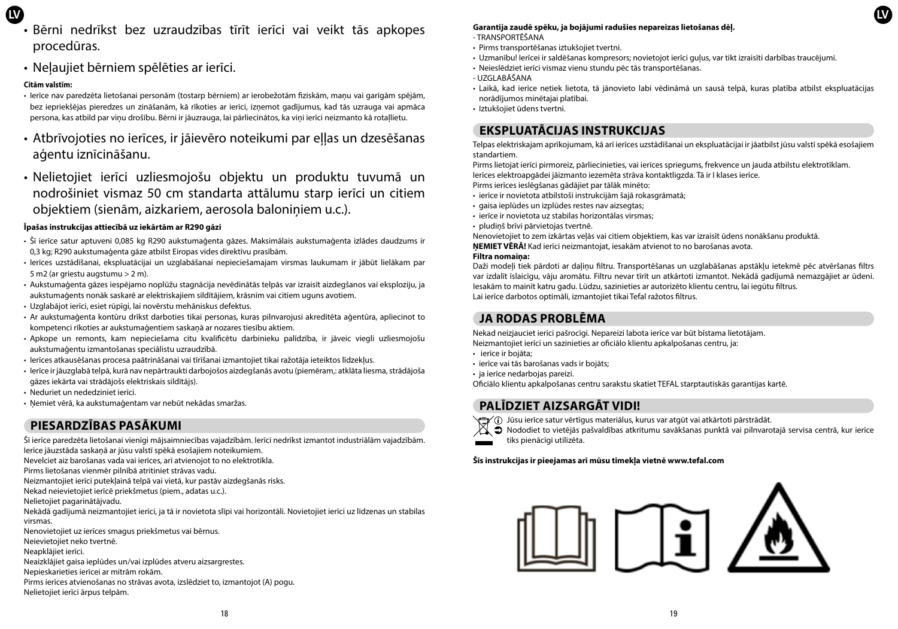- Bērni nedrīkst bez uzraudzības tīrīt ierīci vai veikt tās apkopes procedūras.
- Neļaujiet bērniem spēlēties ar ierīci.

**Citām valstīm:**

- Ierīce nav paredzēta lietošanai personām (tostarp bērniem) ar ierobežotām fiziskām, maņu vai garīgām spējām, bez iepriekšējas pieredzes un zināšanām, kā rīkoties ar ierīci, izņemot gadījumus, kad tās uzrauga vai apmāca persona, kas atbild par viņu drošību. Bērni ir jāuzrauga, lai pārliecinātos, ka viņi ierīci neizmanto kā rotaļlietu.

- Atbrīvojoties no ierīces, ir jāievēro noteikumi par eļļas un dzesēšanas aģentu iznīcināšanu.
- Nelietojiet ierīci uzliesmojošu objektu un produktu tuvumā un nodrošiniet vismaz 50 cm standarta attālumu starp ierīci un citiem objektiem (sienām, aizkariem, aerosola baloniņiem u.c.).

**Īpašas instrukcijas attiecībā uz iekārtām ar R290 gāzi**

- Šī ierīce satur aptuveni 0,085 kg R290 aukstumaģenta gāzes. Maksimālais aukstumaģenta izlādes daudzums ir 0,3 kg; R290 aukstumaģenta gāze atbilst Eiropas vides direktīvu prasībām.
- Ierīces uzstādīšanai, ekspluatācijai un uzglabāšanai nepieciešamajam virsmas laukumam ir jābūt lielākam par 5 m2 (ar griestu augstumu > 2 m).
- Aukstumaģenta gāzes iespējamo noplūžu stagnācija nevēdinātās telpās var izraisīt aizdegšanos vai eksploziju, ja aukstumaģents nonāk saskarē ar elektriskajiem sildītājiem, krāsnīm vai citiem uguns avotiem.
- Uzglabājot ierīci, esiet rūpīgi, lai novērstu mehāniskus defektus.
- Ar aukstumaģenta kontūru drīkst darboties tikai personas, kuras pilnvarojusi akreditēta aģentūra, apliecinot to kompetenci rīkoties ar aukstumaģentiem saskaņā ar nozares tiesību aktiem.
- Apkope un remonts, kam nepieciešama citu kvalificētu darbinieku palīdzība, ir jāveic viegli uzliesmojošu aukstumaģentu izmantošanas speciālistu uzraudzībā.
- Ierīces atkausēšanas procesa paātrināšanai vai tīrīšanai izmantojiet tikai ražotāja ieteiktos līdzekļus.
- Ierīce ir jāuzglabā telpā, kurā nav nepārtraukti darbojošos aizdegšanās avotu (piemēram,: atklāta liesma, strādājoša gāzes iekārta vai strādājošs elektriskais sildītājs).
- Neduriet un nededziniet ierīci.
- Ņemiet vērā, ka aukstumaģentam var nebūt nekādas smaržas.

## PIESARDZĪBAS PASĀKUMI

Šī ierīce paredzēta lietošanai vienīgi mājsaimniecības vajadzībām. Ierīci nedrīkst izmantot industriālām vajadzībām.
Ierīce jāuzstāda saskaņā ar jūsu valstī spēkā esošajiem noteikumiem.
Nevelciet aiz barošanas vada vai ierīces, arī atvienojot to no elektrotīkla.
Pirms lietošanas vienmēr pilnībā atritiniet strāvas vadu.
Neizmantojiet ierīci putekļainā telpā vai vietā, kur pastāv aizdegšanās risks.
Nekad neievietojiet ierīcē priekšmetus (piem., adatas u.c.).
Nelietojiet pagarinātājvadu.
Nekādā gadījumā neizmantojiet ierīci, ja tā ir novietota slīpi vai horizontāli. Novietojiet ierīci uz līdzenas un stabilas virsmas.
Nenovietojiet uz ierīces smagus priekšmetus vai bērnus.
Neievietojiet neko tvertnē.
Neapklājiet ierīci.
Neaizklājiet gaisa ieplūdes un/vai izplūdes atveru aizsargrestes.
Nepieskarieties ierīcei ar mitrām rokām.
Pirms ierīces atvienošanas no strāvas avota, izslēdziet to, izmantojot (A) pogu.
Nelietojiet ierīci ārpus telpām.

**Garantija zaudē spēku, ja bojājumi radušies nepareizas lietošanas dēļ.**

- TRANSPORTĒŠANA

- Pirms transportēšanas iztukšojiet tvertni.
- Uzmanību! Ierīcei ir saldēšanas kompresors; novietojot ierīci guļus, var tikt izraisīti darbības traucējumi.
- Neieslēdziet ierīci vismaz vienu stundu pēc tās transportēšanas.

- UZGLABĀŠANA

- Laikā, kad ierīce netiek lietota, tā jānovieto labi vēdināmā un sausā telpā, kuras platība atbilst ekspluatācijas norādījumos minētajai platībai.
- Iztukšojiet ūdens tvertni.

## EKSPLUATĀCIJAS INSTRUKCIJAS

Telpas elektriskajam aprīkojumam, kā arī ierīces uzstādīšanai un ekspluatācijai ir jāatbilst jūsu valstī spēkā esošajiem standartiem.
Pirms lietojat ierīci pirmoreiz, pārliecinieties, vai ierīces spriegums, frekvence un jauda atbilstu elektrotīklam.
Ierīces elektroapgādei jāizmanto iezemēta strāva kontaktligzdā. Tā ir I klases ierīce.
Pirms ierīces ieslēgšanas gādājiet par tālāk minēto:

- ierīce ir novietota atbilstoši instrukcijām šajā rokasgrāmatā;
- gaisa ieplūdes un izplūdes restes nav aizsegtas;
- ierīce ir novietota uz stabilas horizontālas virsmas;
- pludiņš brīvi pārvietojas tvertnē.

Nenovietojiet to zem izkārtas veļas vai citiem objektiem, kas var izraisīt ūdens nonākšanu produktā.
**ŅEMIET VĒRĀ!** Kad ierīci neizmantojat, iesakām atvienot to no barošanas avota.

**Filtra nomaiņa:**

Daži modeļi tiek pārdoti ar daļiņu filtru. Transportēšanas un uzglabāšanas apstākļu ietekmē pēc atvēršanas filtrs var izdalīt īslaicīgu, vāju aromātu. Filtru nevar tīrīt un atkārtoti izmantot. Nekādā gadījumā nemazgājiet ar ūdeni. Iesakām to mainīt katru gadu. Lūdzu, sazinieties ar autorizēto klientu centru, lai iegūtu filtrus.
Lai ierīce darbotos optimāli, izmantojiet tikai Tefal ražotos filtrus.

## JA RODAS PROBLĒMA

Nekad neizjauciet ierīci pašrocīgi. Nepareizi labota ierīce var būt bīstama lietotājam.
Neizmantojiet ierīci un sazinieties ar oficiālo klientu apkalpošanas centru, ja:

- ierīce ir bojāta;
- ierīce vai tās barošanas vads ir bojāts;
- ja ierīce nedarbojas pareizi.

Oficiālo klientu apkalpošanas centru sarakstu skatiet TEFAL starptautiskās garantijas kartē.

## PALĪDZIET AIZSARGĀT VIDI!

ⓘ Jūsu ierīce satur vērtīgus materiālus, kurus var atgūt vai atkārtoti pārstrādāt.
➲ Nododiet to vietējās pašvaldības atkritumu savākšanas punktā vai pilnvarotajā servisa centrā, kur ierīce tiks pienācīgi utilizēta.

**Šīs instrukcijas ir pieejamas arī mūsu tīmekļa vietnē www.tefal.com**